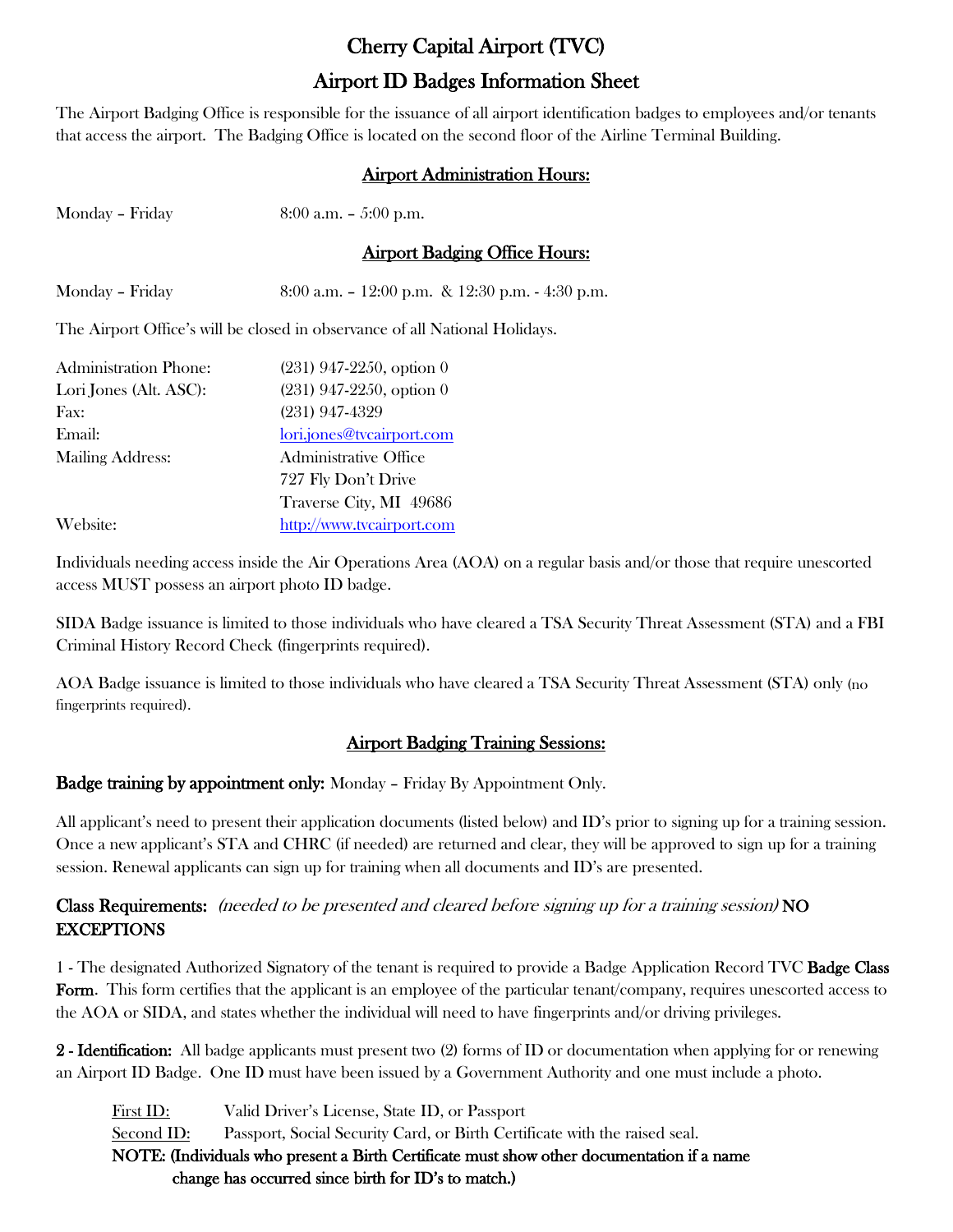# Cherry Capital Airport (TVC)

## Airport ID Badges Information Sheet

The Airport Badging Office is responsible for the issuance of all airport identification badges to employees and/or tenants that access the airport. The Badging Office is located on the second floor of the Airline Terminal Building.

### Airport Administration Hours:

Monday – Friday 8:00 a.m. – 5:00 p.m.

### Airport Badging Office Hours:

Monday – Friday 8:00 a.m. – 12:00 p.m. & 12:30 p.m. - 4:30 p.m.

The Airport Office's will be closed in observance of all National Holidays.

| | |
|---|---|
| Administration Phone: | (231) 947-2250, option 0 |
| Lori Jones (Alt. ASC): | (231) 947-2250, option 0 |
| Fax: | (231) 947-4329 |
| Email: | lori.jones@tvcairport.com |
| Mailing Address: | Administrative Office<br>727 Fly Don't Drive<br>Traverse City, MI 49686 |
| Website: | http://www.tvcairport.com |

Individuals needing access inside the Air Operations Area (AOA) on a regular basis and/or those that require unescorted access MUST possess an airport photo ID badge.

SIDA Badge issuance is limited to those individuals who have cleared a TSA Security Threat Assessment (STA) and a FBI Criminal History Record Check (fingerprints required).

AOA Badge issuance is limited to those individuals who have cleared a TSA Security Threat Assessment (STA) only (no fingerprints required).

### Airport Badging Training Sessions:

**Badge training by appointment only:** Monday – Friday By Appointment Only.

All applicant's need to present their application documents (listed below) and ID's prior to signing up for a training session. Once a new applicant's STA and CHRC (if needed) are returned and clear, they will be approved to sign up for a training session. Renewal applicants can sign up for training when all documents and ID's are presented.

**Class Requirements:** *(needed to be presented and cleared before signing up for a training session)* **NO EXCEPTIONS**

1 - The designated Authorized Signatory of the tenant is required to provide a Badge Application Record TVC **Badge Class Form**. This form certifies that the applicant is an employee of the particular tenant/company, requires unescorted access to the AOA or SIDA, and states whether the individual will need to have fingerprints and/or driving privileges.

**2 - Identification:** All badge applicants must present two (2) forms of ID or documentation when applying for or renewing an Airport ID Badge. One ID must have been issued by a Government Authority and one must include a photo.

First ID: Valid Driver's License, State ID, or Passport
Second ID: Passport, Social Security Card, or Birth Certificate with the raised seal.
**NOTE: (Individuals who present a Birth Certificate must show other documentation if a name change has occurred since birth for ID's to match.)**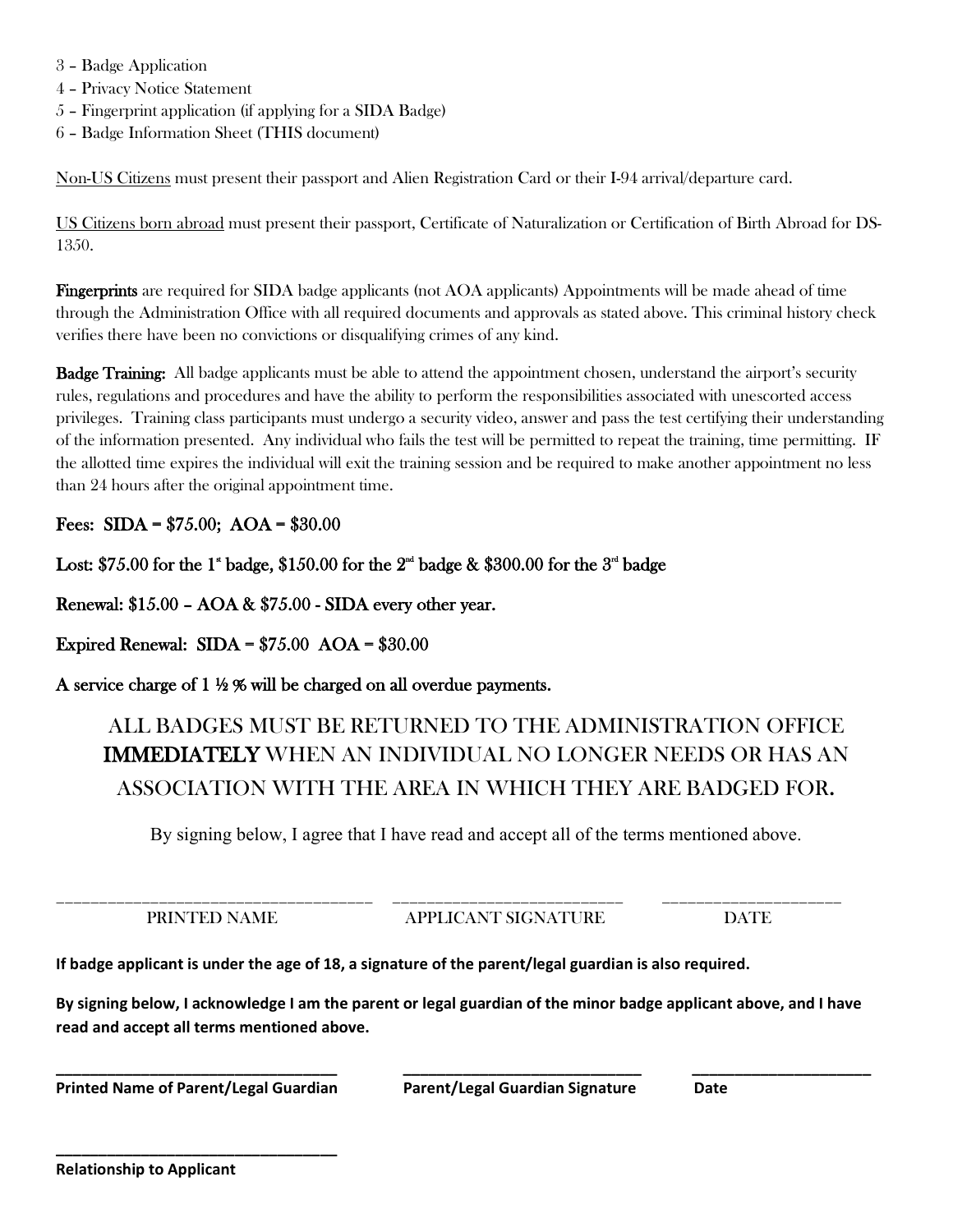3 – Badge Application
4 – Privacy Notice Statement
5 – Fingerprint application (if applying for a SIDA Badge)
6 – Badge Information Sheet (THIS document)

Non-US Citizens must present their passport and Alien Registration Card or their I-94 arrival/departure card.

US Citizens born abroad must present their passport, Certificate of Naturalization or Certification of Birth Abroad for DS-1350.

**Fingerprints** are required for SIDA badge applicants (not AOA applicants) Appointments will be made ahead of time through the Administration Office with all required documents and approvals as stated above. This criminal history check verifies there have been no convictions or disqualifying crimes of any kind.

**Badge Training:** All badge applicants must be able to attend the appointment chosen, understand the airport's security rules, regulations and procedures and have the ability to perform the responsibilities associated with unescorted access privileges. Training class participants must undergo a security video, answer and pass the test certifying their understanding of the information presented. Any individual who fails the test will be permitted to repeat the training, time permitting. IF the allotted time expires the individual will exit the training session and be required to make another appointment no less than 24 hours after the original appointment time.

**Fees: SIDA = $75.00; AOA = $30.00**

**Lost: $75.00 for the 1st badge, $150.00 for the 2nd badge & $300.00 for the 3rd badge**

**Renewal: $15.00 – AOA & $75.00 - SIDA every other year.**

**Expired Renewal: SIDA = $75.00 AOA = $30.00**

**A service charge of 1 ½ % will be charged on all overdue payments.**

## ALL BADGES MUST BE RETURNED TO THE ADMINISTRATION OFFICE **IMMEDIATELY** WHEN AN INDIVIDUAL NO LONGER NEEDS OR HAS AN ASSOCIATION WITH THE AREA IN WHICH THEY ARE BADGED FOR.

By signing below, I agree that I have read and accept all of the terms mentioned above.

\_\_\_\_\_\_\_\_\_\_\_\_\_\_\_\_\_\_\_\_\_\_\_\_\_\_\_\_\_\_\_\_\_\_\_ \_\_\_\_\_\_\_\_\_\_\_\_\_\_\_\_\_\_\_\_\_\_\_\_\_\_\_ \_\_\_\_\_\_\_\_\_\_\_\_\_\_\_\_\_\_\_\_
PRINTED NAME APPLICANT SIGNATURE DATE

**If badge applicant is under the age of 18, a signature of the parent/legal guardian is also required.**

**By signing below, I acknowledge I am the parent or legal guardian of the minor badge applicant above, and I have read and accept all terms mentioned above.**

\_\_\_\_\_\_\_\_\_\_\_\_\_\_\_\_\_\_\_\_\_\_\_\_\_\_\_\_\_\_\_\_\_\_\_ \_\_\_\_\_\_\_\_\_\_\_\_\_\_\_\_\_\_\_\_\_\_\_\_\_\_\_\_\_\_ \_\_\_\_\_\_\_\_\_\_\_\_\_\_\_\_\_\_\_\_\_\_
**Printed Name of Parent/Legal Guardian** **Parent/Legal Guardian Signature** **Date**

\_\_\_\_\_\_\_\_\_\_\_\_\_\_\_\_\_\_\_\_\_\_\_\_\_\_\_\_\_\_\_\_\_\_\_
**Relationship to Applicant**